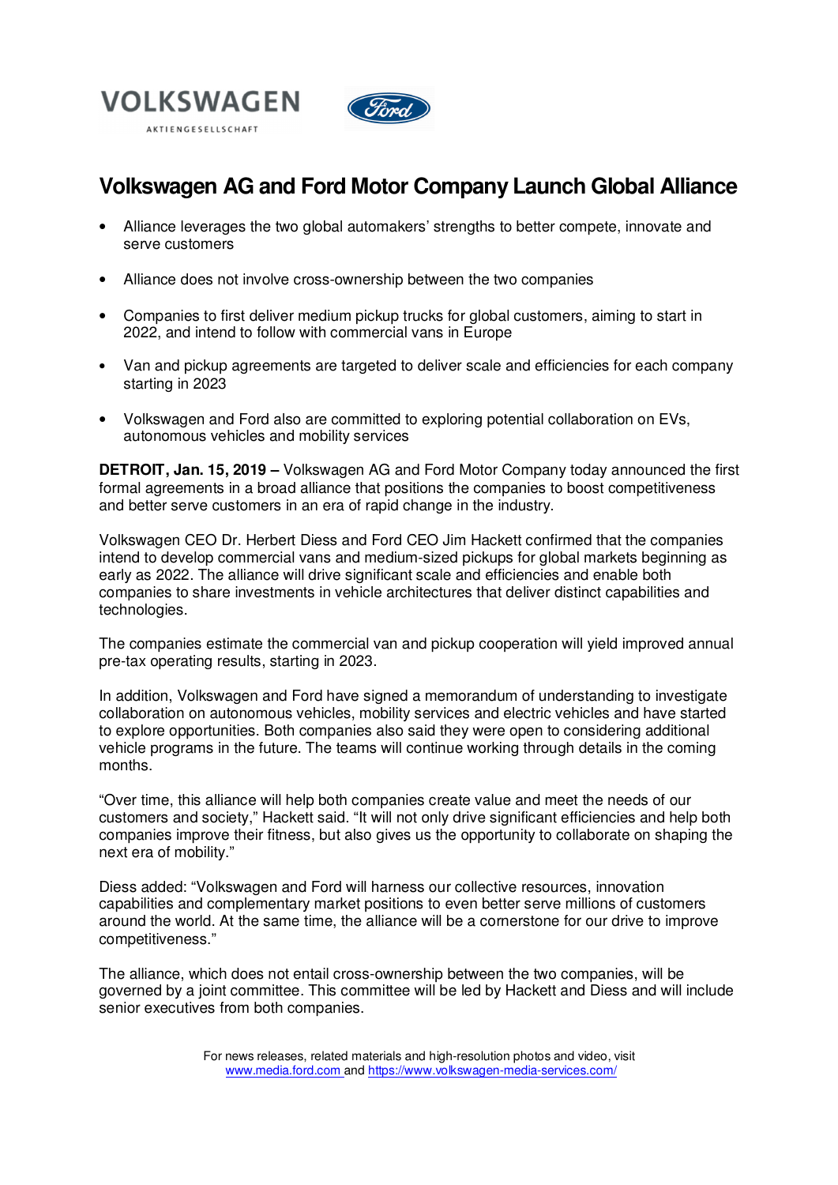VOLKSWAGEN

AKTIENGESELLSCHAFT

# Volkswagen AG and Ford Motor Company Launch Global Alliance

- Alliance leverages the two global automakers' strengths to better compete, innovate and serve customers
- Alliance does not involve cross-ownership between the two companies
- Companies to first deliver medium pickup trucks for global customers, aiming to start in 2022, and intend to follow with commercial vans in Europe
- Van and pickup agreements are targeted to deliver scale and efficiencies for each company starting in 2023
- Volkswagen and Ford also are committed to exploring potential collaboration on EVs, autonomous vehicles and mobility services

**DETROIT, Jan. 15, 2019 –** Volkswagen AG and Ford Motor Company today announced the first formal agreements in a broad alliance that positions the companies to boost competitiveness and better serve customers in an era of rapid change in the industry.

Volkswagen CEO Dr. Herbert Diess and Ford CEO Jim Hackett confirmed that the companies intend to develop commercial vans and medium-sized pickups for global markets beginning as early as 2022. The alliance will drive significant scale and efficiencies and enable both companies to share investments in vehicle architectures that deliver distinct capabilities and technologies.

The companies estimate the commercial van and pickup cooperation will yield improved annual pre-tax operating results, starting in 2023.

In addition, Volkswagen and Ford have signed a memorandum of understanding to investigate collaboration on autonomous vehicles, mobility services and electric vehicles and have started to explore opportunities. Both companies also said they were open to considering additional vehicle programs in the future. The teams will continue working through details in the coming months.

"Over time, this alliance will help both companies create value and meet the needs of our customers and society," Hackett said. "It will not only drive significant efficiencies and help both companies improve their fitness, but also gives us the opportunity to collaborate on shaping the next era of mobility."

Diess added: "Volkswagen and Ford will harness our collective resources, innovation capabilities and complementary market positions to even better serve millions of customers around the world. At the same time, the alliance will be a cornerstone for our drive to improve competitiveness."

The alliance, which does not entail cross-ownership between the two companies, will be governed by a joint committee. This committee will be led by Hackett and Diess and will include senior executives from both companies.

For news releases, related materials and high-resolution photos and video, visit www.media.ford.com and https://www.volkswagen-media-services.com/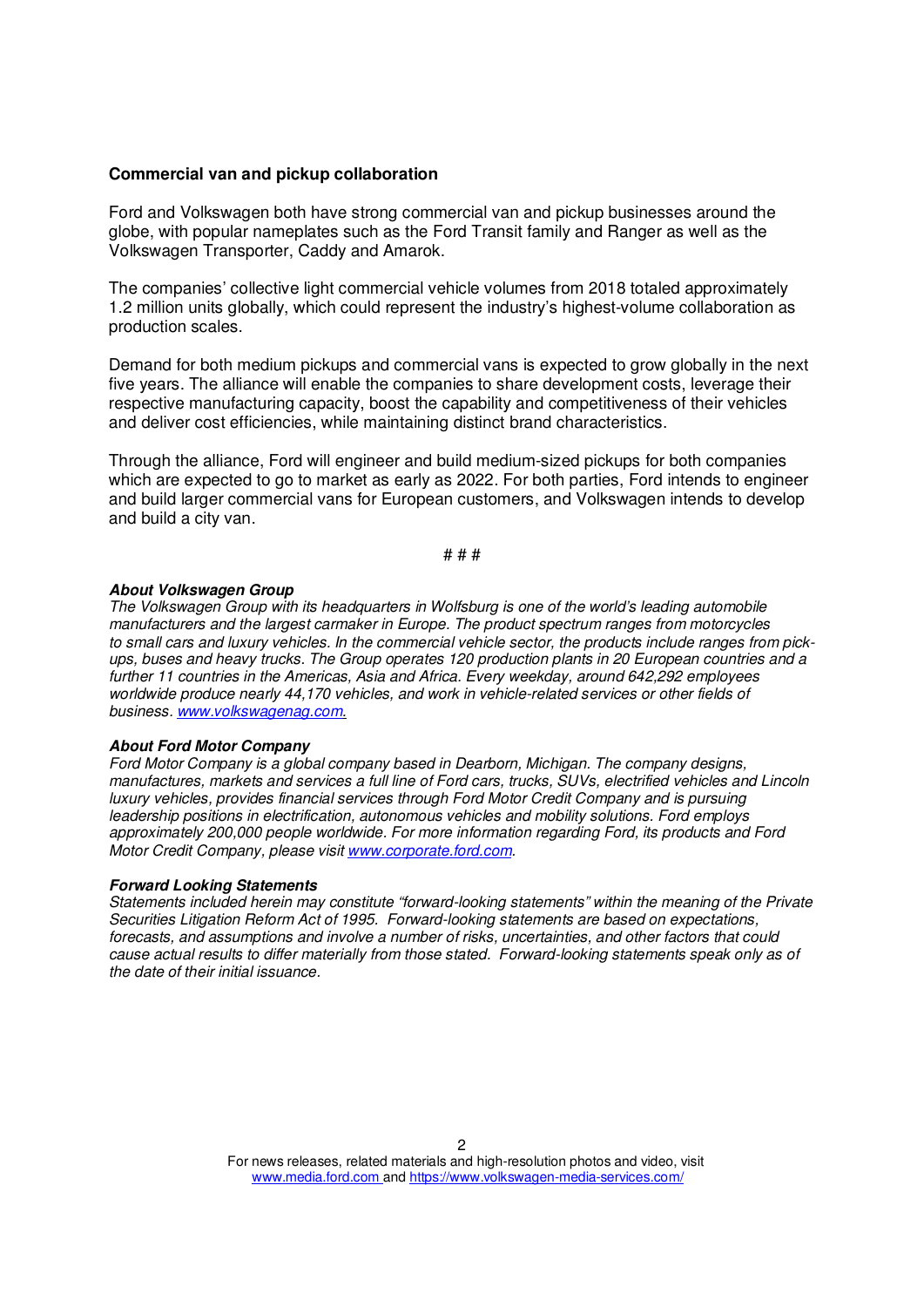**Commercial van and pickup collaboration**

Ford and Volkswagen both have strong commercial van and pickup businesses around the globe, with popular nameplates such as the Ford Transit family and Ranger as well as the Volkswagen Transporter, Caddy and Amarok.

The companies' collective light commercial vehicle volumes from 2018 totaled approximately 1.2 million units globally, which could represent the industry's highest-volume collaboration as production scales.

Demand for both medium pickups and commercial vans is expected to grow globally in the next five years. The alliance will enable the companies to share development costs, leverage their respective manufacturing capacity, boost the capability and competitiveness of their vehicles and deliver cost efficiencies, while maintaining distinct brand characteristics.

Through the alliance, Ford will engineer and build medium-sized pickups for both companies which are expected to go to market as early as 2022. For both parties, Ford intends to engineer and build larger commercial vans for European customers, and Volkswagen intends to develop and build a city van.

# # #

***About Volkswagen Group***
*The Volkswagen Group with its headquarters in Wolfsburg is one of the world's leading automobile manufacturers and the largest carmaker in Europe. The product spectrum ranges from motorcycles to small cars and luxury vehicles. In the commercial vehicle sector, the products include ranges from pick-ups, buses and heavy trucks. The Group operates 120 production plants in 20 European countries and a further 11 countries in the Americas, Asia and Africa. Every weekday, around 642,292 employees worldwide produce nearly 44,170 vehicles, and work in vehicle-related services or other fields of business. www.volkswagenag.com.*

***About Ford Motor Company***
*Ford Motor Company is a global company based in Dearborn, Michigan. The company designs, manufactures, markets and services a full line of Ford cars, trucks, SUVs, electrified vehicles and Lincoln luxury vehicles, provides financial services through Ford Motor Credit Company and is pursuing leadership positions in electrification, autonomous vehicles and mobility solutions. Ford employs approximately 200,000 people worldwide. For more information regarding Ford, its products and Ford Motor Credit Company, please visit www.corporate.ford.com.*

***Forward Looking Statements***
*Statements included herein may constitute "forward-looking statements" within the meaning of the Private Securities Litigation Reform Act of 1995. Forward-looking statements are based on expectations, forecasts, and assumptions and involve a number of risks, uncertainties, and other factors that could cause actual results to differ materially from those stated. Forward-looking statements speak only as of the date of their initial issuance.*

For news releases, related materials and high-resolution photos and video, visit www.media.ford.com and https://www.volkswagen-media-services.com/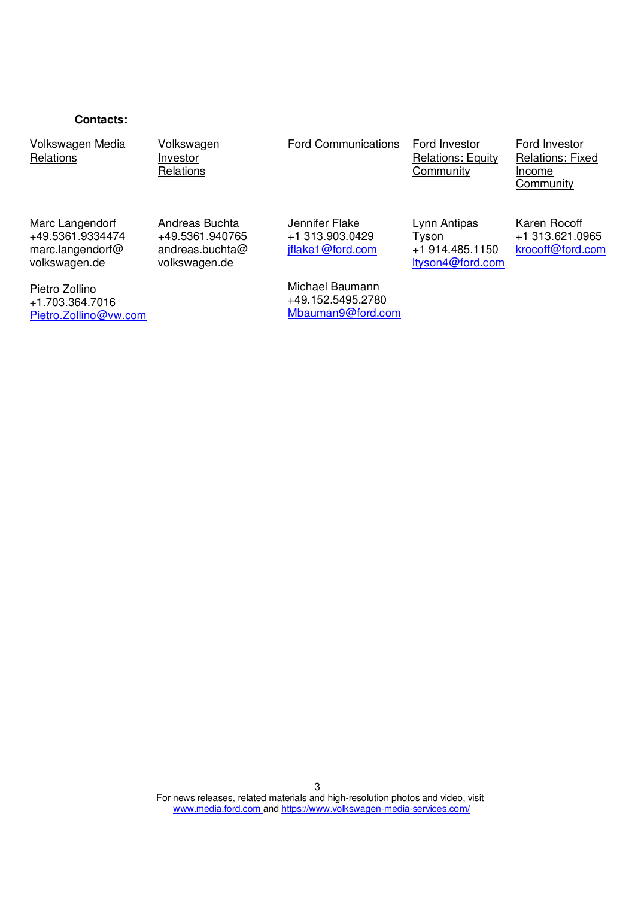**Contacts:**

| Volkswagen Media Relations | Volkswagen Investor Relations | Ford Communications | Ford Investor Relations: Equity Community | Ford Investor Relations: Fixed Income Community |
|---|---|---|---|---|
| Marc Langendorf<br>+49.5361.9334474<br>marc.langendorf@volkswagen.de | Andreas Buchta<br>+49.5361.940765<br>andreas.buchta@volkswagen.de | Jennifer Flake<br>+1 313.903.0429<br>jflake1@ford.com | Lynn Antipas Tyson<br>+1 914.485.1150<br>ltyson4@ford.com | Karen Rocoff<br>+1 313.621.0965<br>krocoff@ford.com |
| Pietro Zollino<br>+1.703.364.7016<br>Pietro.Zollino@vw.com | | Michael Baumann<br>+49.152.5495.2780<br>Mbauman9@ford.com | | |

For news releases, related materials and high-resolution photos and video, visit www.media.ford.com and https://www.volkswagen-media-services.com/